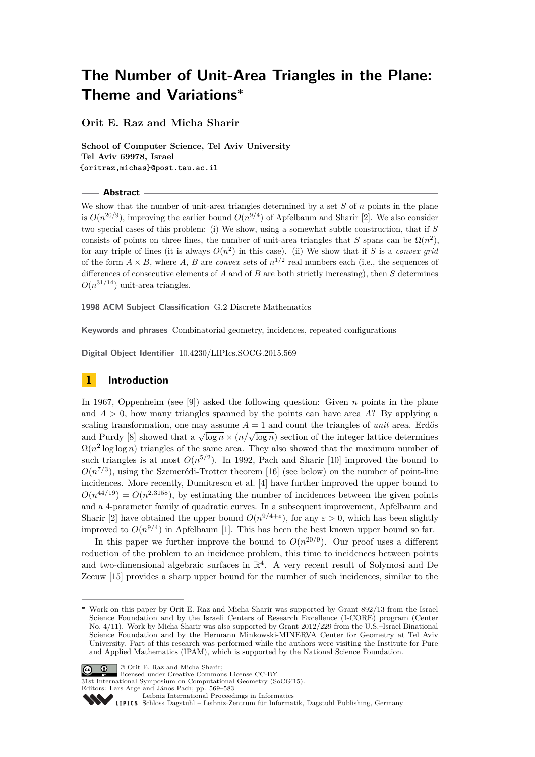# The Number of Unit-Area Triangles in the Plane: Theme and Variations*

**Orit E. Raz and Micha Sharir**

**School of Computer Science, Tel Aviv University**
**Tel Aviv 69978, Israel**
**{oritraz,michas}@post.tau.ac.il**

## Abstract

We show that the number of unit-area triangles determined by a set $S$ of $n$ points in the plane is $O(n^{20/9})$, improving the earlier bound $O(n^{9/4})$ of Apfelbaum and Sharir [2]. We also consider two special cases of this problem: (i) We show, using a somewhat subtle construction, that if $S$ consists of points on three lines, the number of unit-area triangles that $S$ spans can be $\Omega(n^2)$, for any triple of lines (it is always $O(n^2)$ in this case). (ii) We show that if $S$ is a *convex grid* of the form $A \times B$, where $A$, $B$ are *convex* sets of $n^{1/2}$ real numbers each (i.e., the sequences of differences of consecutive elements of $A$ and of $B$ are both strictly increasing), then $S$ determines $O(n^{31/14})$ unit-area triangles.

**1998 ACM Subject Classification** G.2 Discrete Mathematics

**Keywords and phrases** Combinatorial geometry, incidences, repeated configurations

**Digital Object Identifier** 10.4230/LIPIcs.SOCG.2015.569

## 1 Introduction

In 1967, Oppenheim (see [9]) asked the following question: Given $n$ points in the plane and $A > 0$, how many triangles spanned by the points can have area $A$? By applying a scaling transformation, one may assume $A = 1$ and count the triangles of *unit* area. Erdős and Purdy [8] showed that a $\sqrt{\log n} \times (n/\sqrt{\log n})$ section of the integer lattice determines $\Omega(n^2 \log\log n)$ triangles of the same area. They also showed that the maximum number of such triangles is at most $O(n^{5/2})$. In 1992, Pach and Sharir [10] improved the bound to $O(n^{7/3})$, using the Szemerédi-Trotter theorem [16] (see below) on the number of point-line incidences. More recently, Dumitrescu et al. [4] have further improved the upper bound to $O(n^{44/19}) = O(n^{2.3158})$, by estimating the number of incidences between the given points and a 4-parameter family of quadratic curves. In a subsequent improvement, Apfelbaum and Sharir [2] have obtained the upper bound $O(n^{9/4+\varepsilon})$, for any $\varepsilon > 0$, which has been slightly improved to $O(n^{9/4})$ in Apfelbaum [1]. This has been the best known upper bound so far.

In this paper we further improve the bound to $O(n^{20/9})$. Our proof uses a different reduction of the problem to an incidence problem, this time to incidences between points and two-dimensional algebraic surfaces in $\mathbb{R}^4$. A very recent result of Solymosi and De Zeeuw [15] provides a sharp upper bound for the number of such incidences, similar to the

---

* Work on this paper by Orit E. Raz and Micha Sharir was supported by Grant 892/13 from the Israel Science Foundation and by the Israeli Centers of Research Excellence (I-CORE) program (Center No. 4/11). Work by Micha Sharir was also supported by Grant 2012/229 from the U.S.–Israel Binational Science Foundation and by the Hermann Minkowski-MINERVA Center for Geometry at Tel Aviv University. Part of this research was performed while the authors were visiting the Institute for Pure and Applied Mathematics (IPAM), which is supported by the National Science Foundation.

© Orit E. Raz and Micha Sharir;
licensed under Creative Commons License CC-BY
31st International Symposium on Computational Geometry (SoCG'15).
Editors: Lars Arge and János Pach; pp. 569–583
Leibniz International Proceedings in Informatics
Schloss Dagstuhl – Leibniz-Zentrum für Informatik, Dagstuhl Publishing, Germany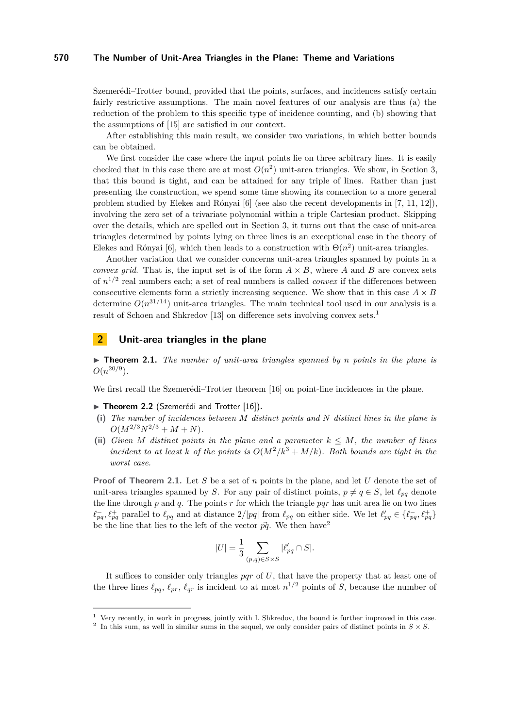Szemerédi–Trotter bound, provided that the points, surfaces, and incidences satisfy certain fairly restrictive assumptions. The main novel features of our analysis are thus (a) the reduction of the problem to this specific type of incidence counting, and (b) showing that the assumptions of [15] are satisfied in our context.

After establishing this main result, we consider two variations, in which better bounds can be obtained.

We first consider the case where the input points lie on three arbitrary lines. It is easily checked that in this case there are at most $O(n^2)$ unit-area triangles. We show, in Section 3, that this bound is tight, and can be attained for any triple of lines. Rather than just presenting the construction, we spend some time showing its connection to a more general problem studied by Elekes and Rónyai [6] (see also the recent developments in [7, 11, 12]), involving the zero set of a trivariate polynomial within a triple Cartesian product. Skipping over the details, which are spelled out in Section 3, it turns out that the case of unit-area triangles determined by points lying on three lines is an exceptional case in the theory of Elekes and Rónyai [6], which then leads to a construction with $\Theta(n^2)$ unit-area triangles.

Another variation that we consider concerns unit-area triangles spanned by points in a *convex grid*. That is, the input set is of the form $A \times B$, where $A$ and $B$ are convex sets of $n^{1/2}$ real numbers each; a set of real numbers is called *convex* if the differences between consecutive elements form a strictly increasing sequence. We show that in this case $A \times B$ determine $O(n^{31/14})$ unit-area triangles. The main technical tool used in our analysis is a result of Schoen and Shkredov [13] on difference sets involving convex sets.[1]

## 2 Unit-area triangles in the plane

▶ **Theorem 2.1.** *The number of unit-area triangles spanned by $n$ points in the plane is $O(n^{20/9})$.*

We first recall the Szemerédi–Trotter theorem [16] on point-line incidences in the plane.

▶ **Theorem 2.2** (Szemerédi and Trotter [16])**.**

**(i)** *The number of incidences between $M$ distinct points and $N$ distinct lines in the plane is $O(M^{2/3}N^{2/3} + M + N)$.*

**(ii)** *Given $M$ distinct points in the plane and a parameter $k \le M$, the number of lines incident to at least $k$ of the points is $O(M^2/k^3 + M/k)$. Both bounds are tight in the worst case.*

**Proof of Theorem 2.1.** Let $S$ be a set of $n$ points in the plane, and let $U$ denote the set of unit-area triangles spanned by $S$. For any pair of distinct points, $p \ne q \in S$, let $\ell_{pq}$ denote the line through $p$ and $q$. The points $r$ for which the triangle $pqr$ has unit area lie on two lines $\ell^-_{pq}, \ell^+_{pq}$ parallel to $\ell_{pq}$ and at distance $2/|pq|$ from $\ell_{pq}$ on either side. We let $\ell'_{pq} \in \{\ell^-_{pq}, \ell^+_{pq}\}$ be the line that lies to the left of the vector $\vec{pq}$. We then have[2]

$$|U| = \frac{1}{3} \sum_{(p,q) \in S \times S} |\ell'_{pq} \cap S|.$$

It suffices to consider only triangles $pqr$ of $U$, that have the property that at least one of the three lines $\ell_{pq}$, $\ell_{pr}$, $\ell_{qr}$ is incident to at most $n^{1/2}$ points of $S$, because the number of

---

[1] Very recently, in work in progress, jointly with I. Shkredov, the bound is further improved in this case.

[2] In this sum, as well in similar sums in the sequel, we only consider pairs of distinct points in $S \times S$.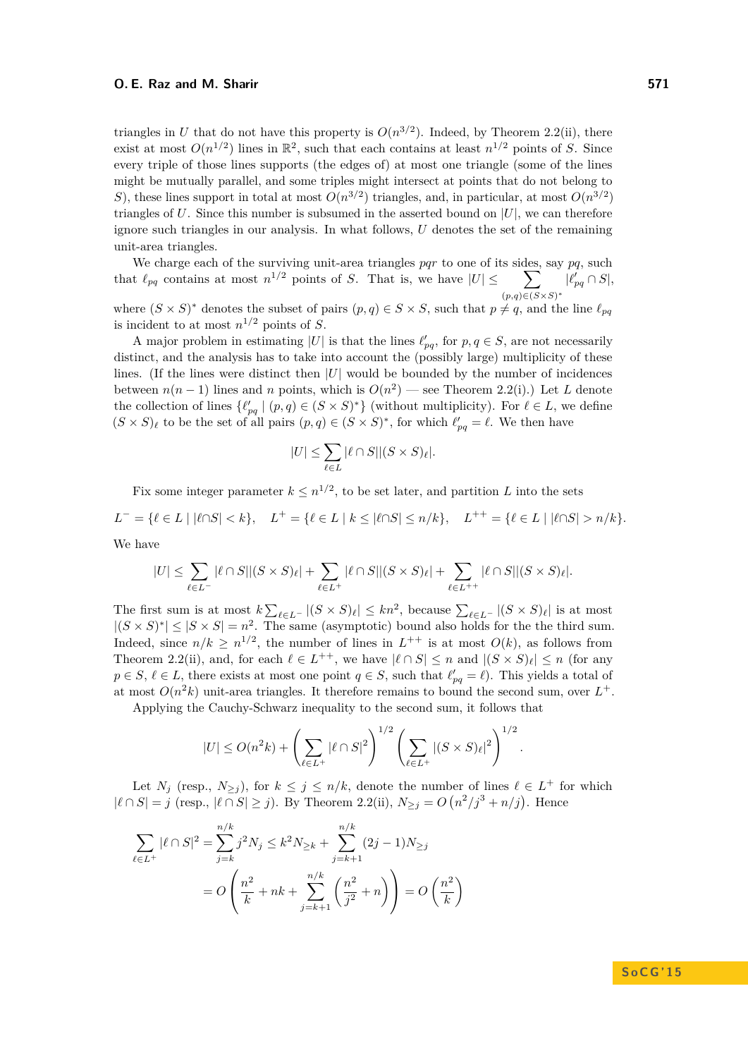triangles in $U$ that do not have this property is $O(n^{3/2})$. Indeed, by Theorem 2.2(ii), there exist at most $O(n^{1/2})$ lines in $\mathbb{R}^2$, such that each contains at least $n^{1/2}$ points of $S$. Since every triple of those lines supports (the edges of) at most one triangle (some of the lines might be mutually parallel, and some triples might intersect at points that do not belong to $S$), these lines support in total at most $O(n^{3/2})$ triangles, and, in particular, at most $O(n^{3/2})$ triangles of $U$. Since this number is subsumed in the asserted bound on $|U|$, we can therefore ignore such triangles in our analysis. In what follows, $U$ denotes the set of the remaining unit-area triangles.

We charge each of the surviving unit-area triangles $pqr$ to one of its sides, say $pq$, such that $\ell_{pq}$ contains at most $n^{1/2}$ points of $S$. That is, we have $|U| \le \sum_{(p,q)\in(S\times S)^*} |\ell'_{pq} \cap S|$, where $(S \times S)^*$ denotes the subset of pairs $(p, q) \in S \times S$, such that $p \neq q$, and the line $\ell_{pq}$ is incident to at most $n^{1/2}$ points of $S$.

A major problem in estimating $|U|$ is that the lines $\ell'_{pq}$, for $p, q \in S$, are not necessarily distinct, and the analysis has to take into account the (possibly large) multiplicity of these lines. (If the lines were distinct then $|U|$ would be bounded by the number of incidences between $n(n-1)$ lines and $n$ points, which is $O(n^2)$ — see Theorem 2.2(i).) Let $L$ denote the collection of lines $\{\ell'_{pq} \mid (p,q) \in (S \times S)^*\}$ (without multiplicity). For $\ell \in L$, we define $(S \times S)_\ell$ to be the set of all pairs $(p, q) \in (S \times S)^*$, for which $\ell'_{pq} = \ell$. We then have

$$|U| \le \sum_{\ell \in L} |\ell \cap S||(S \times S)_\ell|.$$

Fix some integer parameter $k \le n^{1/2}$, to be set later, and partition $L$ into the sets

$$L^- = \{\ell \in L \mid |\ell \cap S| < k\}, \quad L^+ = \{\ell \in L \mid k \le |\ell \cap S| \le n/k\}, \quad L^{++} = \{\ell \in L \mid |\ell \cap S| > n/k\}.$$

We have

$$|U| \le \sum_{\ell \in L^-} |\ell \cap S||(S \times S)_\ell| + \sum_{\ell \in L^+} |\ell \cap S||(S \times S)_\ell| + \sum_{\ell \in L^{++}} |\ell \cap S||(S \times S)_\ell|.$$

The first sum is at most $k \sum_{\ell \in L^-} |(S \times S)_\ell| \le kn^2$, because $\sum_{\ell \in L^-} |(S \times S)_\ell|$ is at most $|(S \times S)^*| \le |S \times S| = n^2$. The same (asymptotic) bound also holds for the the third sum. Indeed, since $n/k \ge n^{1/2}$, the number of lines in $L^{++}$ is at most $O(k)$, as follows from Theorem 2.2(ii), and, for each $\ell \in L^{++}$, we have $|\ell \cap S| \le n$ and $|(S \times S)_\ell| \le n$ (for any $p \in S$, $\ell \in L$, there exists at most one point $q \in S$, such that $\ell'_{pq} = \ell$). This yields a total of at most $O(n^2 k)$ unit-area triangles. It therefore remains to bound the second sum, over $L^+$.

Applying the Cauchy-Schwarz inequality to the second sum, it follows that

$$|U| \le O(n^2 k) + \left( \sum_{\ell \in L^+} |\ell \cap S|^2 \right)^{1/2} \left( \sum_{\ell \in L^+} |(S \times S)_\ell|^2 \right)^{1/2}.$$

Let $N_j$ (resp., $N_{\ge j}$), for $k \le j \le n/k$, denote the number of lines $\ell \in L^+$ for which $|\ell \cap S| = j$ (resp., $|\ell \cap S| \ge j$). By Theorem 2.2(ii), $N_{\ge j} = O\left(n^2/j^3 + n/j\right)$. Hence

$$\sum_{\ell \in L^+} |\ell \cap S|^2 = \sum_{j=k}^{n/k} j^2 N_j \le k^2 N_{\ge k} + \sum_{j=k+1}^{n/k} (2j-1) N_{\ge j}$$
$$= O\left( \frac{n^2}{k} + nk + \sum_{j=k+1}^{n/k} \left( \frac{n^2}{j^2} + n \right) \right) = O\left( \frac{n^2}{k} \right)$$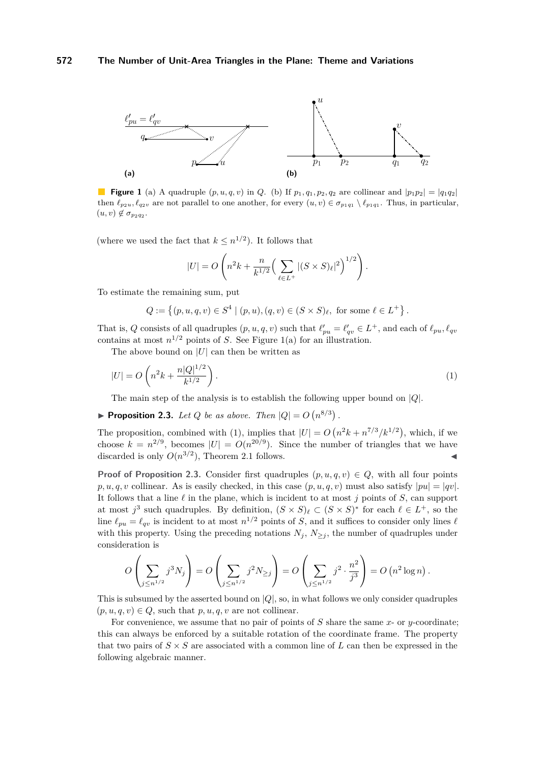**Figure 1** (a) A quadruple $(p,u,q,v)$ in $Q$. (b) If $p_1, q_1, p_2, q_2$ are collinear and $|p_1p_2| = |q_1q_2|$ then $\ell_{p_2u}, \ell_{q_2v}$ are not parallel to one another, for every $(u,v) \in \sigma_{p_1q_1} \setminus \ell_{p_1q_1}$. Thus, in particular, $(u,v) \notin \sigma_{p_2q_2}$.

(where we used the fact that $k \le n^{1/2}$). It follows that

$$|U| = O\left(n^2k + \frac{n}{k^{1/2}}\Big(\sum_{\ell \in L^+} |(S\times S)_\ell|^2\Big)^{1/2}\right).$$

To estimate the remaining sum, put

$$Q := \left\{(p,u,q,v) \in S^4 \mid (p,u),(q,v) \in (S\times S)_\ell, \text{ for some } \ell \in L^+\right\}.$$

That is, $Q$ consists of all quadruples $(p,u,q,v)$ such that $\ell'_{pu} = \ell'_{qv} \in L^+$, and each of $\ell_{pu}, \ell_{qv}$ contains at most $n^{1/2}$ points of $S$. See Figure 1(a) for an illustration.

The above bound on $|U|$ can then be written as

$$|U| = O\left(n^2k + \frac{n|Q|^{1/2}}{k^{1/2}}\right). \tag{1}$$

The main step of the analysis is to establish the following upper bound on $|Q|$.

▶ **Proposition 2.3.** *Let $Q$ be as above. Then $|Q| = O\left(n^{8/3}\right)$.*

The proposition, combined with (1), implies that $|U| = O\left(n^2k + n^{7/3}/k^{1/2}\right)$, which, if we choose $k = n^{2/9}$, becomes $|U| = O(n^{20/9})$. Since the number of triangles that we have discarded is only $O(n^{3/2})$, Theorem 2.1 follows. ◀

**Proof of Proposition 2.3.** Consider first quadruples $(p,u,q,v) \in Q$, with all four points $p,u,q,v$ collinear. As is easily checked, in this case $(p,u,q,v)$ must also satisfy $|pu| = |qv|$. It follows that a line $\ell$ in the plane, which is incident to at most $j$ points of $S$, can support at most $j^3$ such quadruples. By definition, $(S\times S)_\ell \subset (S\times S)^*$ for each $\ell \in L^+$, so the line $\ell_{pu} = \ell_{qv}$ is incident to at most $n^{1/2}$ points of $S$, and it suffices to consider only lines $\ell$ with this property. Using the preceding notations $N_j$, $N_{\ge j}$, the number of quadruples under consideration is

$$O\left(\sum_{j \le n^{1/2}} j^3 N_j\right) = O\left(\sum_{j \le n^{1/2}} j^2 N_{\ge j}\right) = O\left(\sum_{j \le n^{1/2}} j^2 \cdot \frac{n^2}{j^3}\right) = O\left(n^2 \log n\right).$$

This is subsumed by the asserted bound on $|Q|$, so, in what follows we only consider quadruples $(p,u,q,v) \in Q$, such that $p,u,q,v$ are not collinear.

For convenience, we assume that no pair of points of $S$ share the same $x$- or $y$-coordinate; this can always be enforced by a suitable rotation of the coordinate frame. The property that two pairs of $S \times S$ are associated with a common line of $L$ can then be expressed in the following algebraic manner.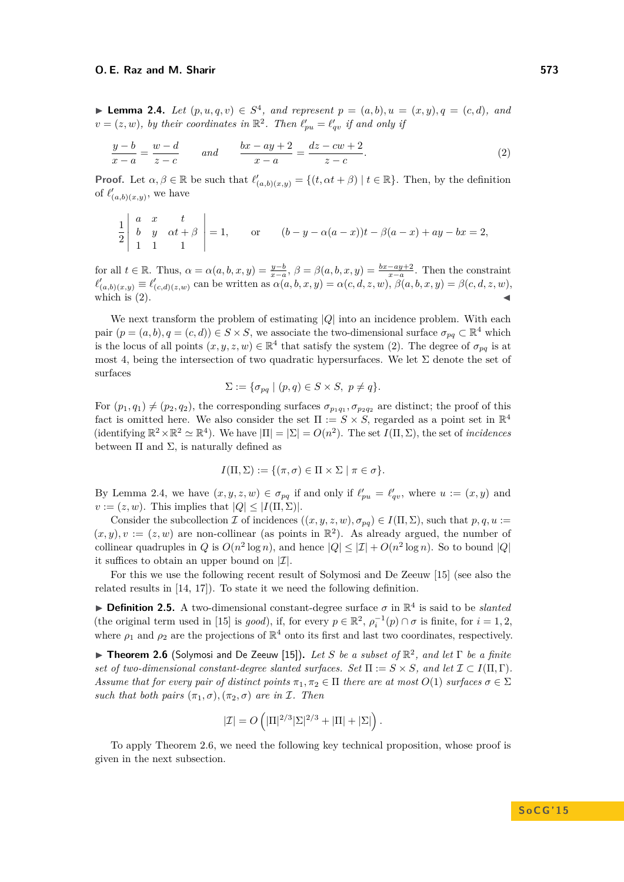▶ **Lemma 2.4.** *Let $(p, u, q, v) \in S^4$, and represent $p = (a, b), u = (x, y), q = (c, d)$, and $v = (z, w)$, by their coordinates in $\mathbb{R}^2$. Then $\ell'_{pu} = \ell'_{qv}$ if and only if*

$$\frac{y-b}{x-a} = \frac{w-d}{z-c} \qquad \text{and} \qquad \frac{bx-ay+2}{x-a} = \frac{dz-cw+2}{z-c}. \tag{2}$$

**Proof.** Let $\alpha, \beta \in \mathbb{R}$ be such that $\ell'_{(a,b)(x,y)} = \{(t, \alpha t + \beta) \mid t \in \mathbb{R}\}$. Then, by the definition of $\ell'_{(a,b)(x,y)}$, we have

$$\frac{1}{2}\begin{vmatrix} a & x & t \\ b & y & \alpha t + \beta \\ 1 & 1 & 1 \end{vmatrix} = 1, \qquad \text{or} \qquad (b - y - \alpha(a-x))t - \beta(a-x) + ay - bx = 2,$$

for all $t \in \mathbb{R}$. Thus, $\alpha = \alpha(a, b, x, y) = \frac{y-b}{x-a}$, $\beta = \beta(a, b, x, y) = \frac{bx-ay+2}{x-a}$. Then the constraint $\ell'_{(a,b)(x,y)} \equiv \ell'_{(c,d)(z,w)}$ can be written as $\alpha(a, b, x, y) = \alpha(c, d, z, w)$, $\beta(a, b, x, y) = \beta(c, d, z, w)$, which is (2). ◀

We next transform the problem of estimating $|Q|$ into an incidence problem. With each pair $(p = (a, b), q = (c, d)) \in S \times S$, we associate the two-dimensional surface $\sigma_{pq} \subset \mathbb{R}^4$ which is the locus of all points $(x, y, z, w) \in \mathbb{R}^4$ that satisfy the system (2). The degree of $\sigma_{pq}$ is at most 4, being the intersection of two quadratic hypersurfaces. We let $\Sigma$ denote the set of surfaces

$$\Sigma := \{\sigma_{pq} \mid (p, q) \in S \times S,\ p \neq q\}.$$

For $(p_1, q_1) \neq (p_2, q_2)$, the corresponding surfaces $\sigma_{p_1q_1}, \sigma_{p_2q_2}$ are distinct; the proof of this fact is omitted here. We also consider the set $\Pi := S \times S$, regarded as a point set in $\mathbb{R}^4$ (identifying $\mathbb{R}^2 \times \mathbb{R}^2 \simeq \mathbb{R}^4$). We have $|\Pi| = |\Sigma| = O(n^2)$. The set $I(\Pi, \Sigma)$, the set of *incidences* between $\Pi$ and $\Sigma$, is naturally defined as

$$I(\Pi, \Sigma) := \{(\pi, \sigma) \in \Pi \times \Sigma \mid \pi \in \sigma\}.$$

By Lemma 2.4, we have $(x, y, z, w) \in \sigma_{pq}$ if and only if $\ell'_{pu} = \ell'_{qv}$, where $u := (x, y)$ and $v := (z, w)$. This implies that $|Q| \leq |I(\Pi, \Sigma)|$.

Consider the subcollection $\mathcal{I}$ of incidences $((x, y, z, w), \sigma_{pq}) \in I(\Pi, \Sigma)$, such that $p, q, u := (x, y), v := (z, w)$ are non-collinear (as points in $\mathbb{R}^2$). As already argued, the number of collinear quadruples in $Q$ is $O(n^2 \log n)$, and hence $|Q| \leq |\mathcal{I}| + O(n^2 \log n)$. So to bound $|Q|$ it suffices to obtain an upper bound on $|\mathcal{I}|$.

For this we use the following recent result of Solymosi and De Zeeuw [15] (see also the related results in [14, 17]). To state it we need the following definition.

▶ **Definition 2.5.** A two-dimensional constant-degree surface $\sigma$ in $\mathbb{R}^4$ is said to be *slanted* (the original term used in [15] is *good*), if, for every $p \in \mathbb{R}^2$, $\rho_i^{-1}(p) \cap \sigma$ is finite, for $i = 1, 2$, where $\rho_1$ and $\rho_2$ are the projections of $\mathbb{R}^4$ onto its first and last two coordinates, respectively.

▶ **Theorem 2.6** (Solymosi and De Zeeuw [15])**.** *Let $S$ be a subset of $\mathbb{R}^2$, and let $\Gamma$ be a finite set of two-dimensional constant-degree slanted surfaces. Set $\Pi := S \times S$, and let $\mathcal{I} \subset I(\Pi, \Gamma)$. Assume that for every pair of distinct points $\pi_1, \pi_2 \in \Pi$ there are at most $O(1)$ surfaces $\sigma \in \Sigma$ such that both pairs $(\pi_1, \sigma), (\pi_2, \sigma)$ are in $\mathcal{I}$. Then*

$$|\mathcal{I}| = O\left(|\Pi|^{2/3}|\Sigma|^{2/3} + |\Pi| + |\Sigma|\right).$$

To apply Theorem 2.6, we need the following key technical proposition, whose proof is given in the next subsection.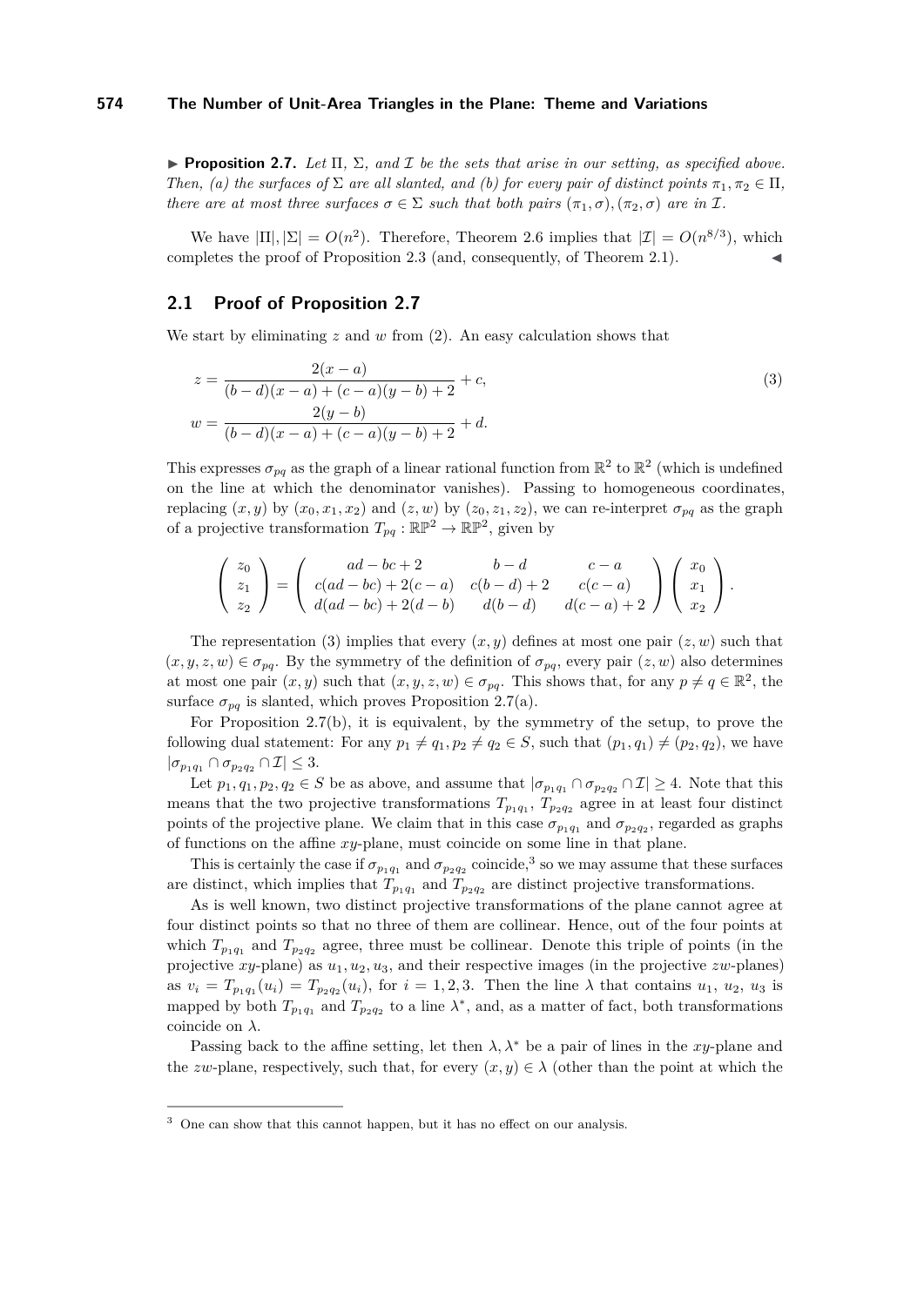▶ **Proposition 2.7.** *Let $\Pi$, $\Sigma$, and $\mathcal{I}$ be the sets that arise in our setting, as specified above. Then, (a) the surfaces of $\Sigma$ are all slanted, and (b) for every pair of distinct points $\pi_1, \pi_2 \in \Pi$, there are at most three surfaces $\sigma \in \Sigma$ such that both pairs $(\pi_1, \sigma), (\pi_2, \sigma)$ are in $\mathcal{I}$.*

We have $|\Pi|, |\Sigma| = O(n^2)$. Therefore, Theorem 2.6 implies that $|\mathcal{I}| = O(n^{8/3})$, which completes the proof of Proposition 2.3 (and, consequently, of Theorem 2.1). ◀

## 2.1 Proof of Proposition 2.7

We start by eliminating $z$ and $w$ from (2). An easy calculation shows that

$$
\begin{aligned}
z &= \frac{2(x-a)}{(b-d)(x-a)+(c-a)(y-b)+2} + c, \\
w &= \frac{2(y-b)}{(b-d)(x-a)+(c-a)(y-b)+2} + d.
\end{aligned}
\tag{3}
$$

This expresses $\sigma_{pq}$ as the graph of a linear rational function from $\mathbb{R}^2$ to $\mathbb{R}^2$ (which is undefined on the line at which the denominator vanishes). Passing to homogeneous coordinates, replacing $(x, y)$ by $(x_0, x_1, x_2)$ and $(z, w)$ by $(z_0, z_1, z_2)$, we can re-interpret $\sigma_{pq}$ as the graph of a projective transformation $T_{pq} : \mathbb{RP}^2 \to \mathbb{RP}^2$, given by

$$
\begin{pmatrix} z_0 \\ z_1 \\ z_2 \end{pmatrix} = \begin{pmatrix} ad-bc+2 & b-d & c-a \\ c(ad-bc)+2(c-a) & c(b-d)+2 & c(c-a) \\ d(ad-bc)+2(d-b) & d(b-d) & d(c-a)+2 \end{pmatrix} \begin{pmatrix} x_0 \\ x_1 \\ x_2 \end{pmatrix}.
$$

The representation (3) implies that every $(x, y)$ defines at most one pair $(z, w)$ such that $(x, y, z, w) \in \sigma_{pq}$. By the symmetry of the definition of $\sigma_{pq}$, every pair $(z, w)$ also determines at most one pair $(x, y)$ such that $(x, y, z, w) \in \sigma_{pq}$. This shows that, for any $p \neq q \in \mathbb{R}^2$, the surface $\sigma_{pq}$ is slanted, which proves Proposition 2.7(a).

For Proposition 2.7(b), it is equivalent, by the symmetry of the setup, to prove the following dual statement: For any $p_1 \neq q_1, p_2 \neq q_2 \in S$, such that $(p_1, q_1) \neq (p_2, q_2)$, we have $|\sigma_{p_1q_1} \cap \sigma_{p_2q_2} \cap \mathcal{I}| \leq 3$.

Let $p_1, q_1, p_2, q_2 \in S$ be as above, and assume that $|\sigma_{p_1q_1} \cap \sigma_{p_2q_2} \cap \mathcal{I}| \geq 4$. Note that this means that the two projective transformations $T_{p_1q_1}$, $T_{p_2q_2}$ agree in at least four distinct points of the projective plane. We claim that in this case $\sigma_{p_1q_1}$ and $\sigma_{p_2q_2}$, regarded as graphs of functions on the affine $xy$-plane, must coincide on some line in that plane.

This is certainly the case if $\sigma_{p_1q_1}$ and $\sigma_{p_2q_2}$ coincide,[3] so we may assume that these surfaces are distinct, which implies that $T_{p_1q_1}$ and $T_{p_2q_2}$ are distinct projective transformations.

As is well known, two distinct projective transformations of the plane cannot agree at four distinct points so that no three of them are collinear. Hence, out of the four points at which $T_{p_1q_1}$ and $T_{p_2q_2}$ agree, three must be collinear. Denote this triple of points (in the projective $xy$-plane) as $u_1, u_2, u_3$, and their respective images (in the projective $zw$-planes) as $v_i = T_{p_1q_1}(u_i) = T_{p_2q_2}(u_i)$, for $i = 1, 2, 3$. Then the line $\lambda$ that contains $u_1$, $u_2$, $u_3$ is mapped by both $T_{p_1q_1}$ and $T_{p_2q_2}$ to a line $\lambda^*$, and, as a matter of fact, both transformations coincide on $\lambda$.

Passing back to the affine setting, let then $\lambda, \lambda^*$ be a pair of lines in the $xy$-plane and the $zw$-plane, respectively, such that, for every $(x, y) \in \lambda$ (other than the point at which the

[3] One can show that this cannot happen, but it has no effect on our analysis.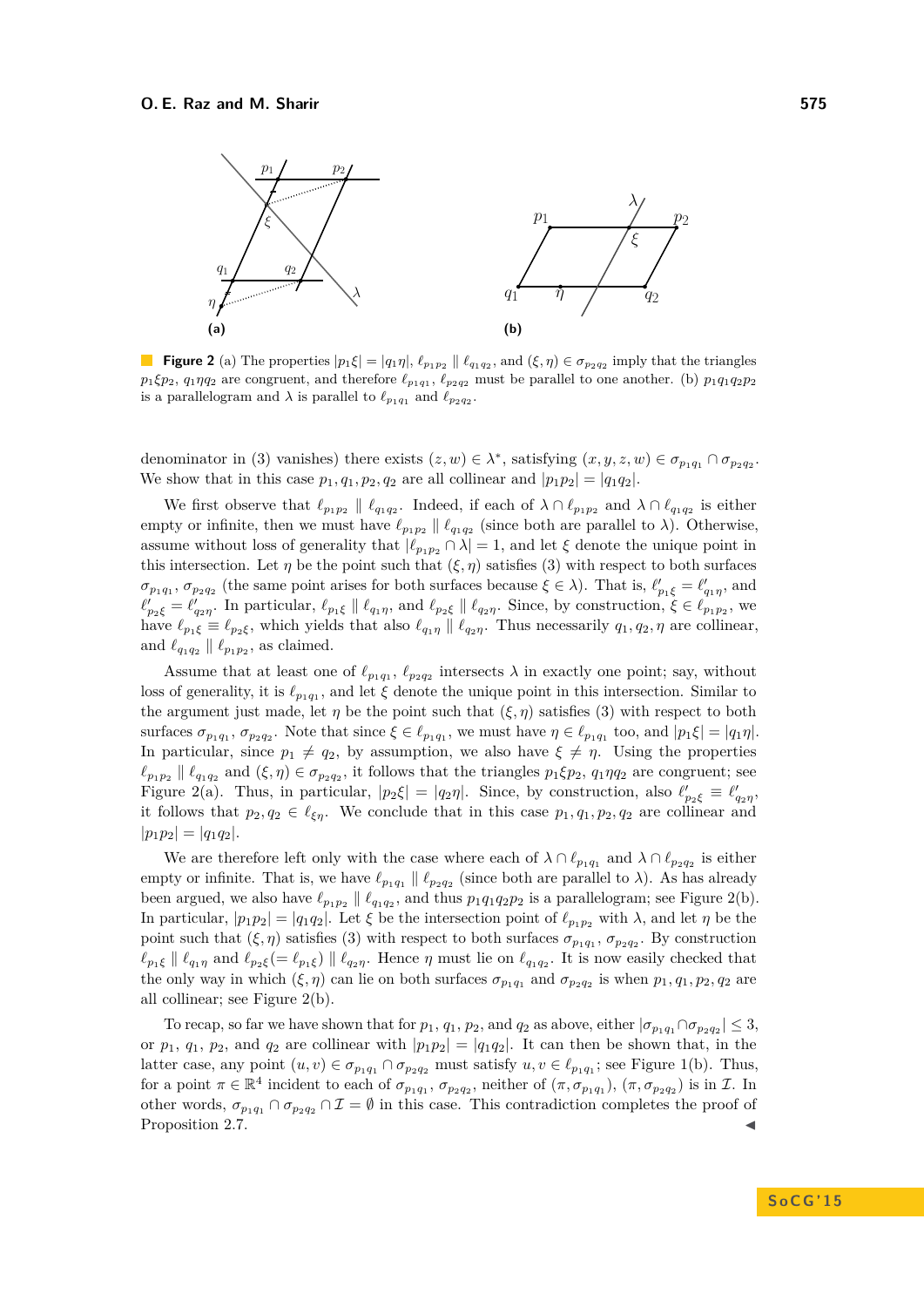**Figure 2** (a) The properties $|p_1\xi| = |q_1\eta|$, $\ell_{p_1p_2} \parallel \ell_{q_1q_2}$, and $(\xi, \eta) \in \sigma_{p_2q_2}$ imply that the triangles $p_1\xi p_2$, $q_1\eta q_2$ are congruent, and therefore $\ell_{p_1q_1}$, $\ell_{p_2q_2}$ must be parallel to one another. (b) $p_1q_1q_2p_2$ is a parallelogram and $\lambda$ is parallel to $\ell_{p_1q_1}$ and $\ell_{p_2q_2}$.

denominator in (3) vanishes) there exists $(z, w) \in \lambda^*$, satisfying $(x, y, z, w) \in \sigma_{p_1q_1} \cap \sigma_{p_2q_2}$. We show that in this case $p_1, q_1, p_2, q_2$ are all collinear and $|p_1p_2| = |q_1q_2|$.

We first observe that $\ell_{p_1p_2} \parallel \ell_{q_1q_2}$. Indeed, if each of $\lambda \cap \ell_{p_1p_2}$ and $\lambda \cap \ell_{q_1q_2}$ is either empty or infinite, then we must have $\ell_{p_1p_2} \parallel \ell_{q_1q_2}$ (since both are parallel to $\lambda$). Otherwise, assume without loss of generality that $|\ell_{p_1p_2} \cap \lambda| = 1$, and let $\xi$ denote the unique point in this intersection. Let $\eta$ be the point such that $(\xi, \eta)$ satisfies (3) with respect to both surfaces $\sigma_{p_1q_1}$, $\sigma_{p_2q_2}$ (the same point arises for both surfaces because $\xi \in \lambda$). That is, $\ell'_{p_1\xi} = \ell'_{q_1\eta}$, and $\ell'_{p_2\xi} = \ell'_{q_2\eta}$. In particular, $\ell_{p_1\xi} \parallel \ell_{q_1\eta}$, and $\ell_{p_2\xi} \parallel \ell_{q_2\eta}$. Since, by construction, $\xi \in \ell_{p_1p_2}$, we have $\ell_{p_1\xi} \equiv \ell_{p_2\xi}$, which yields that also $\ell_{q_1\eta} \parallel \ell_{q_2\eta}$. Thus necessarily $q_1, q_2, \eta$ are collinear, and $\ell_{q_1q_2} \parallel \ell_{p_1p_2}$, as claimed.

Assume that at least one of $\ell_{p_1q_1}$, $\ell_{p_2q_2}$ intersects $\lambda$ in exactly one point; say, without loss of generality, it is $\ell_{p_1q_1}$, and let $\xi$ denote the unique point in this intersection. Similar to the argument just made, let $\eta$ be the point such that $(\xi, \eta)$ satisfies (3) with respect to both surfaces $\sigma_{p_1q_1}$, $\sigma_{p_2q_2}$. Note that since $\xi \in \ell_{p_1q_1}$, we must have $\eta \in \ell_{p_1q_1}$ too, and $|p_1\xi| = |q_1\eta|$. In particular, since $p_1 \neq q_2$, by assumption, we also have $\xi \neq \eta$. Using the properties $\ell_{p_1p_2} \parallel \ell_{q_1q_2}$ and $(\xi, \eta) \in \sigma_{p_2q_2}$, it follows that the triangles $p_1\xi p_2$, $q_1\eta q_2$ are congruent; see Figure 2(a). Thus, in particular, $|p_2\xi| = |q_2\eta|$. Since, by construction, also $\ell'_{p_2\xi} \equiv \ell'_{q_2\eta}$, it follows that $p_2, q_2 \in \ell_{\xi\eta}$. We conclude that in this case $p_1, q_1, p_2, q_2$ are collinear and $|p_1p_2| = |q_1q_2|$.

We are therefore left only with the case where each of $\lambda \cap \ell_{p_1q_1}$ and $\lambda \cap \ell_{p_2q_2}$ is either empty or infinite. That is, we have $\ell_{p_1q_1} \parallel \ell_{p_2q_2}$ (since both are parallel to $\lambda$). As has already been argued, we also have $\ell_{p_1p_2} \parallel \ell_{q_1q_2}$, and thus $p_1q_1q_2p_2$ is a parallelogram; see Figure 2(b). In particular, $|p_1p_2| = |q_1q_2|$. Let $\xi$ be the intersection point of $\ell_{p_1p_2}$ with $\lambda$, and let $\eta$ be the point such that $(\xi, \eta)$ satisfies (3) with respect to both surfaces $\sigma_{p_1q_1}$, $\sigma_{p_2q_2}$. By construction $\ell_{p_1\xi} \parallel \ell_{q_1\eta}$ and $\ell_{p_2\xi} (= \ell_{p_1\xi}) \parallel \ell_{q_2\eta}$. Hence $\eta$ must lie on $\ell_{q_1q_2}$. It is now easily checked that the only way in which $(\xi, \eta)$ can lie on both surfaces $\sigma_{p_1q_1}$ and $\sigma_{p_2q_2}$ is when $p_1, q_1, p_2, q_2$ are all collinear; see Figure 2(b).

To recap, so far we have shown that for $p_1$, $q_1$, $p_2$, and $q_2$ as above, either $|\sigma_{p_1q_1} \cap \sigma_{p_2q_2}| \leq 3$, or $p_1$, $q_1$, $p_2$, and $q_2$ are collinear with $|p_1p_2| = |q_1q_2|$. It can then be shown that, in the latter case, any point $(u, v) \in \sigma_{p_1q_1} \cap \sigma_{p_2q_2}$ must satisfy $u, v \in \ell_{p_1q_1}$; see Figure 1(b). Thus, for a point $\pi \in \mathbb{R}^4$ incident to each of $\sigma_{p_1q_1}$, $\sigma_{p_2q_2}$, neither of $(\pi, \sigma_{p_1q_1})$, $(\pi, \sigma_{p_2q_2})$ is in $\mathcal{I}$. In other words, $\sigma_{p_1q_1} \cap \sigma_{p_2q_2} \cap \mathcal{I} = \emptyset$ in this case. This contradiction completes the proof of Proposition 2.7. ◀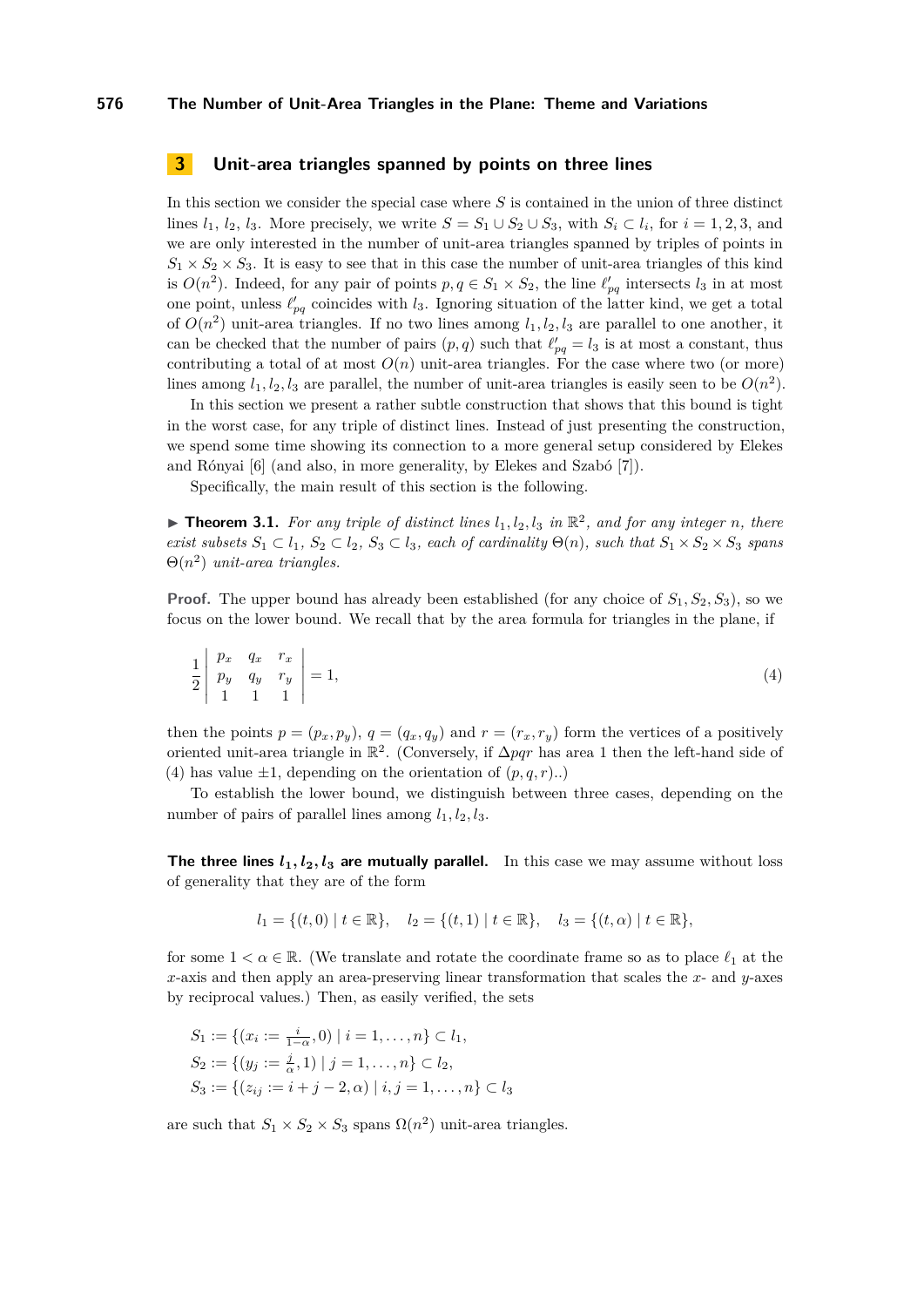## 3 Unit-area triangles spanned by points on three lines

In this section we consider the special case where $S$ is contained in the union of three distinct lines $l_1$, $l_2$, $l_3$. More precisely, we write $S = S_1 \cup S_2 \cup S_3$, with $S_i \subset l_i$, for $i = 1, 2, 3$, and we are only interested in the number of unit-area triangles spanned by triples of points in $S_1 \times S_2 \times S_3$. It is easy to see that in this case the number of unit-area triangles of this kind is $O(n^2)$. Indeed, for any pair of points $p, q \in S_1 \times S_2$, the line $\ell'_{pq}$ intersects $l_3$ in at most one point, unless $\ell'_{pq}$ coincides with $l_3$. Ignoring situation of the latter kind, we get a total of $O(n^2)$ unit-area triangles. If no two lines among $l_1, l_2, l_3$ are parallel to one another, it can be checked that the number of pairs $(p, q)$ such that $\ell'_{pq} = l_3$ is at most a constant, thus contributing a total of at most $O(n)$ unit-area triangles. For the case where two (or more) lines among $l_1, l_2, l_3$ are parallel, the number of unit-area triangles is easily seen to be $O(n^2)$.

In this section we present a rather subtle construction that shows that this bound is tight in the worst case, for any triple of distinct lines. Instead of just presenting the construction, we spend some time showing its connection to a more general setup considered by Elekes and Rónyai [6] (and also, in more generality, by Elekes and Szabó [7]).

Specifically, the main result of this section is the following.

▶ **Theorem 3.1.** *For any triple of distinct lines $l_1, l_2, l_3$ in $\mathbb{R}^2$, and for any integer $n$, there exist subsets $S_1 \subset l_1$, $S_2 \subset l_2$, $S_3 \subset l_3$, each of cardinality $\Theta(n)$, such that $S_1 \times S_2 \times S_3$ spans $\Theta(n^2)$ unit-area triangles.*

**Proof.** The upper bound has already been established (for any choice of $S_1, S_2, S_3$), so we focus on the lower bound. We recall that by the area formula for triangles in the plane, if

$$\frac{1}{2}\begin{vmatrix} p_x & q_x & r_x \\ p_y & q_y & r_y \\ 1 & 1 & 1 \end{vmatrix} = 1, \tag{4}$$

then the points $p = (p_x, p_y)$, $q = (q_x, q_y)$ and $r = (r_x, r_y)$ form the vertices of a positively oriented unit-area triangle in $\mathbb{R}^2$. (Conversely, if $\Delta pqr$ has area 1 then the left-hand side of (4) has value $\pm 1$, depending on the orientation of $(p, q, r)$..)

To establish the lower bound, we distinguish between three cases, depending on the number of pairs of parallel lines among $l_1, l_2, l_3$.

**The three lines $l_1, l_2, l_3$ are mutually parallel.** In this case we may assume without loss of generality that they are of the form

$$l_1 = \{(t, 0) \mid t \in \mathbb{R}\}, \quad l_2 = \{(t, 1) \mid t \in \mathbb{R}\}, \quad l_3 = \{(t, \alpha) \mid t \in \mathbb{R}\},$$

for some $1 < \alpha \in \mathbb{R}$. (We translate and rotate the coordinate frame so as to place $\ell_1$ at the $x$-axis and then apply an area-preserving linear transformation that scales the $x$- and $y$-axes by reciprocal values.) Then, as easily verified, the sets

$$S_1 := \{(x_i := \tfrac{i}{1-\alpha}, 0) \mid i = 1, \ldots, n\} \subset l_1,$$
$$S_2 := \{(y_j := \tfrac{j}{\alpha}, 1) \mid j = 1, \ldots, n\} \subset l_2,$$
$$S_3 := \{(z_{ij} := i + j - 2, \alpha) \mid i, j = 1, \ldots, n\} \subset l_3$$

are such that $S_1 \times S_2 \times S_3$ spans $\Omega(n^2)$ unit-area triangles.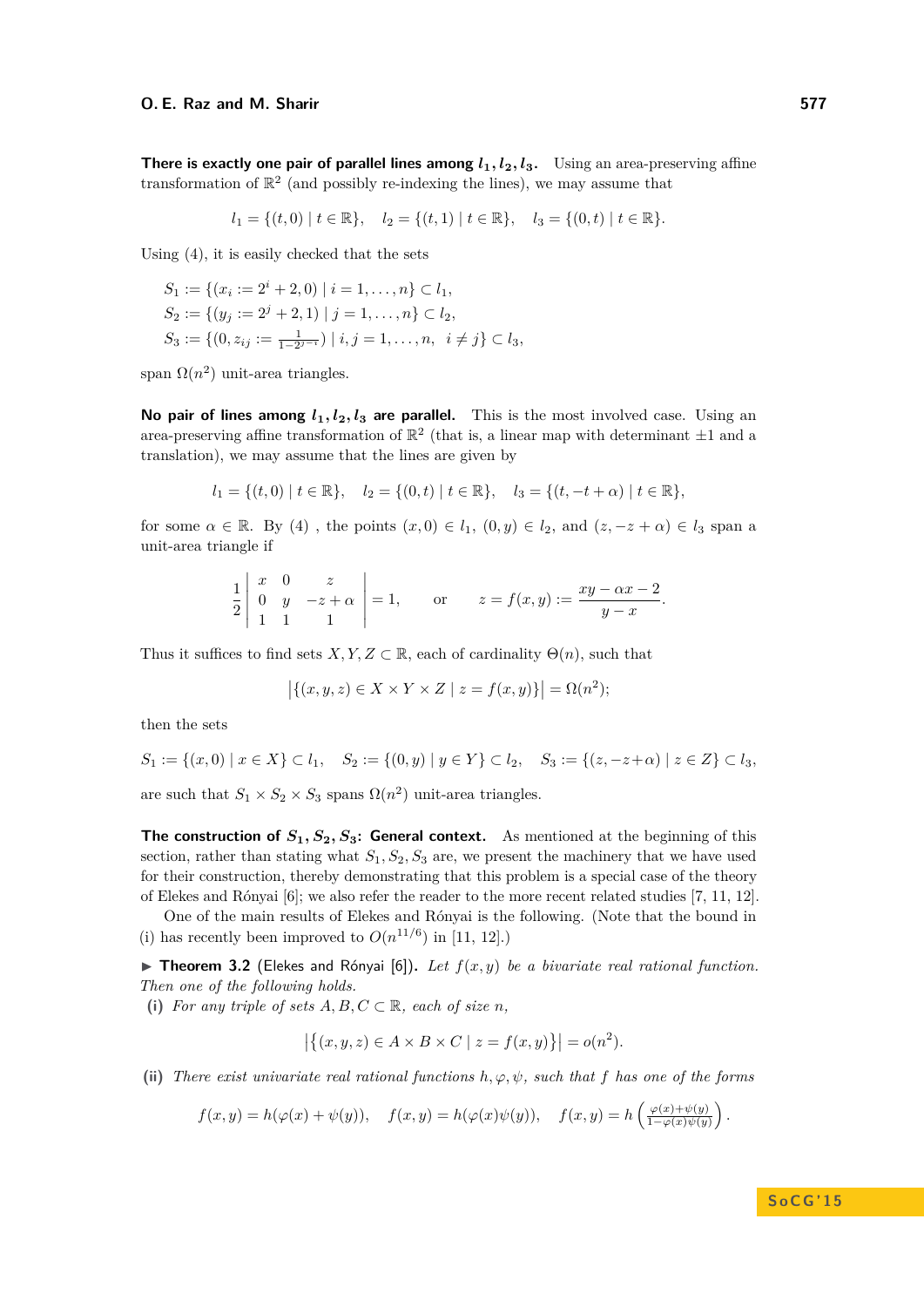**There is exactly one pair of parallel lines among $l_1, l_2, l_3$.** Using an area-preserving affine transformation of $\mathbb{R}^2$ (and possibly re-indexing the lines), we may assume that

$$l_1 = \{(t,0) \mid t \in \mathbb{R}\}, \quad l_2 = \{(t,1) \mid t \in \mathbb{R}\}, \quad l_3 = \{(0,t) \mid t \in \mathbb{R}\}.$$

Using (4), it is easily checked that the sets

$$S_1 := \{(x_i := 2^i + 2, 0) \mid i = 1, \ldots, n\} \subset l_1,$$
$$S_2 := \{(y_j := 2^j + 2, 1) \mid j = 1, \ldots, n\} \subset l_2,$$
$$S_3 := \{(0, z_{ij} := \tfrac{1}{1-2^{j-i}}) \mid i,j = 1, \ldots, n, \ \ i \neq j\} \subset l_3,$$

span $\Omega(n^2)$ unit-area triangles.

**No pair of lines among $l_1, l_2, l_3$ are parallel.** This is the most involved case. Using an area-preserving affine transformation of $\mathbb{R}^2$ (that is, a linear map with determinant $\pm 1$ and a translation), we may assume that the lines are given by

$$l_1 = \{(t,0) \mid t \in \mathbb{R}\}, \quad l_2 = \{(0,t) \mid t \in \mathbb{R}\}, \quad l_3 = \{(t, -t+\alpha) \mid t \in \mathbb{R}\},$$

for some $\alpha \in \mathbb{R}$. By (4) , the points $(x,0) \in l_1$, $(0,y) \in l_2$, and $(z, -z+\alpha) \in l_3$ span a unit-area triangle if

$$\frac{1}{2}\begin{vmatrix} x & 0 & z \\ 0 & y & -z+\alpha \\ 1 & 1 & 1 \end{vmatrix} = 1, \qquad \text{or} \qquad z = f(x,y) := \frac{xy - \alpha x - 2}{y - x}.$$

Thus it suffices to find sets $X, Y, Z \subset \mathbb{R}$, each of cardinality $\Theta(n)$, such that

$$\left|\{(x,y,z) \in X \times Y \times Z \mid z = f(x,y)\}\right| = \Omega(n^2);$$

then the sets

$$S_1 := \{(x,0) \mid x \in X\} \subset l_1, \quad S_2 := \{(0,y) \mid y \in Y\} \subset l_2, \quad S_3 := \{(z, -z+\alpha) \mid z \in Z\} \subset l_3,$$

are such that $S_1 \times S_2 \times S_3$ spans $\Omega(n^2)$ unit-area triangles.

**The construction of $S_1, S_2, S_3$: General context.** As mentioned at the beginning of this section, rather than stating what $S_1, S_2, S_3$ are, we present the machinery that we have used for their construction, thereby demonstrating that this problem is a special case of the theory of Elekes and Rónyai [6]; we also refer the reader to the more recent related studies [7, 11, 12].

One of the main results of Elekes and Rónyai is the following. (Note that the bound in (i) has recently been improved to $O(n^{11/6})$ in [11, 12].)

▶ **Theorem 3.2** (Elekes and Rónyai [6]). *Let $f(x,y)$ be a bivariate real rational function. Then one of the following holds.*

**(i)** *For any triple of sets $A, B, C \subset \mathbb{R}$, each of size $n$,*

$$\left|\{(x,y,z) \in A \times B \times C \mid z = f(x,y)\}\right| = o(n^2).$$

**(ii)** *There exist univariate real rational functions $h, \varphi, \psi$, such that $f$ has one of the forms*

$$f(x,y) = h(\varphi(x) + \psi(y)), \quad f(x,y) = h(\varphi(x)\psi(y)), \quad f(x,y) = h\left(\frac{\varphi(x)+\psi(y)}{1-\varphi(x)\psi(y)}\right).$$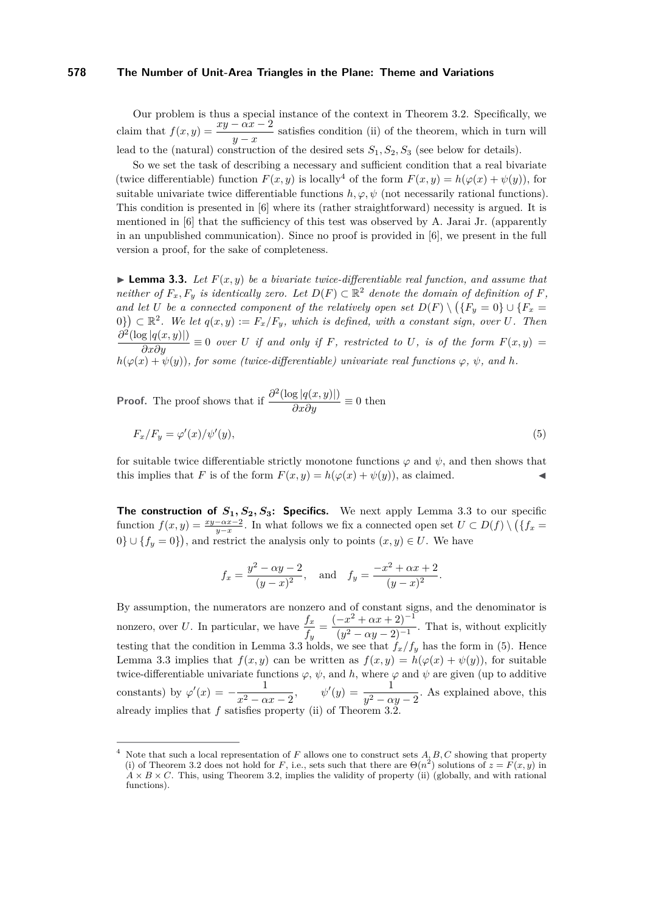Our problem is thus a special instance of the context in Theorem 3.2. Specifically, we claim that $f(x,y) = \dfrac{xy - \alpha x - 2}{y - x}$ satisfies condition (ii) of the theorem, which in turn will lead to the (natural) construction of the desired sets $S_1, S_2, S_3$ (see below for details).

So we set the task of describing a necessary and sufficient condition that a real bivariate (twice differentiable) function $F(x,y)$ is locally[4] of the form $F(x,y) = h(\varphi(x) + \psi(y))$, for suitable univariate twice differentiable functions $h, \varphi, \psi$ (not necessarily rational functions). This condition is presented in [6] where its (rather straightforward) necessity is argued. It is mentioned in [6] that the sufficiency of this test was observed by A. Jarai Jr. (apparently in an unpublished communication). Since no proof is provided in [6], we present in the full version a proof, for the sake of completeness.

▶ **Lemma 3.3.** *Let $F(x,y)$ be a bivariate twice-differentiable real function, and assume that neither of $F_x, F_y$ is identically zero. Let $D(F) \subset \mathbb{R}^2$ denote the domain of definition of $F$, and let $U$ be a connected component of the relatively open set $D(F) \setminus (\{F_y = 0\} \cup \{F_x = 0\}) \subset \mathbb{R}^2$. We let $q(x,y) := F_x/F_y$, which is defined, with a constant sign, over $U$. Then $\dfrac{\partial^2(\log|q(x,y)|)}{\partial x \partial y} \equiv 0$ over $U$ if and only if $F$, restricted to $U$, is of the form $F(x,y) = h(\varphi(x) + \psi(y))$, for some (twice-differentiable) univariate real functions $\varphi$, $\psi$, and $h$.*

**Proof.** The proof shows that if $\dfrac{\partial^2(\log|q(x,y)|)}{\partial x \partial y} \equiv 0$ then

$$F_x/F_y = \varphi'(x)/\psi'(y), \tag{5}$$

for suitable twice differentiable strictly monotone functions $\varphi$ and $\psi$, and then shows that this implies that $F$ is of the form $F(x,y) = h(\varphi(x) + \psi(y))$, as claimed. ◀

**The construction of $S_1, S_2, S_3$: Specifics.** We next apply Lemma 3.3 to our specific function $f(x,y) = \frac{xy - \alpha x - 2}{y - x}$. In what follows we fix a connected open set $U \subset D(f) \setminus (\{f_x = 0\} \cup \{f_y = 0\})$, and restrict the analysis only to points $(x,y) \in U$. We have

$$f_x = \frac{y^2 - \alpha y - 2}{(y-x)^2}, \quad \text{and} \quad f_y = \frac{-x^2 + \alpha x + 2}{(y-x)^2}.$$

By assumption, the numerators are nonzero and of constant signs, and the denominator is nonzero, over $U$. In particular, we have $\dfrac{f_x}{f_y} = \dfrac{(-x^2 + \alpha x + 2)^{-1}}{(y^2 - \alpha y - 2)^{-1}}$. That is, without explicitly testing that the condition in Lemma 3.3 holds, we see that $f_x/f_y$ has the form in (5). Hence Lemma 3.3 implies that $f(x,y)$ can be written as $f(x,y) = h(\varphi(x) + \psi(y))$, for suitable twice-differentiable univariate functions $\varphi$, $\psi$, and $h$, where $\varphi$ and $\psi$ are given (up to additive constants) by $\varphi'(x) = -\dfrac{1}{x^2 - \alpha x - 2}$, $\quad \psi'(y) = \dfrac{1}{y^2 - \alpha y - 2}$. As explained above, this already implies that $f$ satisfies property (ii) of Theorem 3.2.

---

[4] Note that such a local representation of $F$ allows one to construct sets $A, B, C$ showing that property (i) of Theorem 3.2 does not hold for $F$, i.e., sets such that there are $\Theta(n^2)$ solutions of $z = F(x,y)$ in $A \times B \times C$. This, using Theorem 3.2, implies the validity of property (ii) (globally, and with rational functions).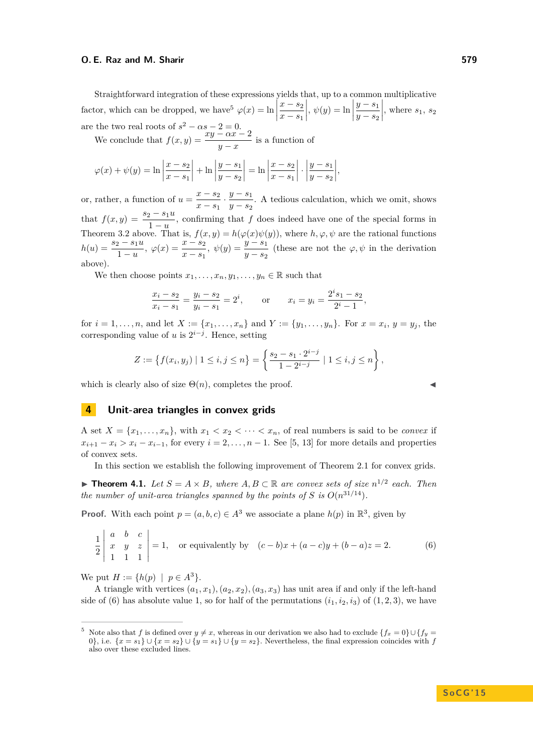Straightforward integration of these expressions yields that, up to a common multiplicative factor, which can be dropped, we have[5] $\varphi(x) = \ln\left|\frac{x-s_2}{x-s_1}\right|$, $\psi(y) = \ln\left|\frac{y-s_1}{y-s_2}\right|$, where $s_1$, $s_2$ are the two real roots of $s^2 - \alpha s - 2 = 0$.

We conclude that $f(x,y) = \frac{xy - \alpha x - 2}{y - x}$ is a function of

$$\varphi(x) + \psi(y) = \ln\left|\frac{x-s_2}{x-s_1}\right| + \ln\left|\frac{y-s_1}{y-s_2}\right| = \ln\left|\frac{x-s_2}{x-s_1}\right| \cdot \left|\frac{y-s_1}{y-s_2}\right|,$$

or, rather, a function of $u = \frac{x-s_2}{x-s_1} \cdot \frac{y-s_1}{y-s_2}$. A tedious calculation, which we omit, shows that $f(x,y) = \frac{s_2 - s_1 u}{1-u}$, confirming that $f$ does indeed have one of the special forms in Theorem 3.2 above. That is, $f(x,y) = h(\varphi(x)\psi(y))$, where $h, \varphi, \psi$ are the rational functions $h(u) = \frac{s_2 - s_1 u}{1-u}$, $\varphi(x) = \frac{x-s_2}{x-s_1}$, $\psi(y) = \frac{y-s_1}{y-s_2}$ (these are not the $\varphi, \psi$ in the derivation above).

We then choose points $x_1, \ldots, x_n, y_1, \ldots, y_n \in \mathbb{R}$ such that

$$\frac{x_i - s_2}{x_i - s_1} = \frac{y_i - s_2}{y_i - s_1} = 2^i, \qquad \text{or} \qquad x_i = y_i = \frac{2^i s_1 - s_2}{2^i - 1},$$

for $i = 1, \ldots, n$, and let $X := \{x_1, \ldots, x_n\}$ and $Y := \{y_1, \ldots, y_n\}$. For $x = x_i$, $y = y_j$, the corresponding value of $u$ is $2^{i-j}$. Hence, setting

$$Z := \left\{ f(x_i, y_j) \mid 1 \le i,j \le n \right\} = \left\{ \frac{s_2 - s_1 \cdot 2^{i-j}}{1 - 2^{i-j}} \mid 1 \le i,j \le n \right\},$$

which is clearly also of size $\Theta(n)$, completes the proof. ◀

## 4 Unit-area triangles in convex grids

A set $X = \{x_1, \ldots, x_n\}$, with $x_1 < x_2 < \cdots < x_n$, of real numbers is said to be *convex* if $x_{i+1} - x_i > x_i - x_{i-1}$, for every $i = 2, \ldots, n-1$. See [5, 13] for more details and properties of convex sets.

In this section we establish the following improvement of Theorem 2.1 for convex grids.

▶ **Theorem 4.1.** *Let $S = A \times B$, where $A, B \subset \mathbb{R}$ are convex sets of size $n^{1/2}$ each. Then the number of unit-area triangles spanned by the points of $S$ is $O(n^{31/14})$.*

**Proof.** With each point $p = (a,b,c) \in A^3$ we associate a plane $h(p)$ in $\mathbb{R}^3$, given by

$$\frac{1}{2}\begin{vmatrix} a & b & c \\ x & y & z \\ 1 & 1 & 1 \end{vmatrix} = 1, \quad \text{or equivalently by} \quad (c-b)x + (a-c)y + (b-a)z = 2. \tag{6}$$

We put $H := \{h(p) \mid p \in A^3\}$.

A triangle with vertices $(a_1, x_1), (a_2, x_2), (a_3, x_3)$ has unit area if and only if the left-hand side of (6) has absolute value 1, so for half of the permutations $(i_1, i_2, i_3)$ of $(1,2,3)$, we have

---

[5] Note also that $f$ is defined over $y \neq x$, whereas in our derivation we also had to exclude $\{f_x = 0\} \cup \{f_y = 0\}$, i.e. $\{x = s_1\} \cup \{x = s_2\} \cup \{y = s_1\} \cup \{y = s_2\}$. Nevertheless, the final expression coincides with $f$ also over these excluded lines.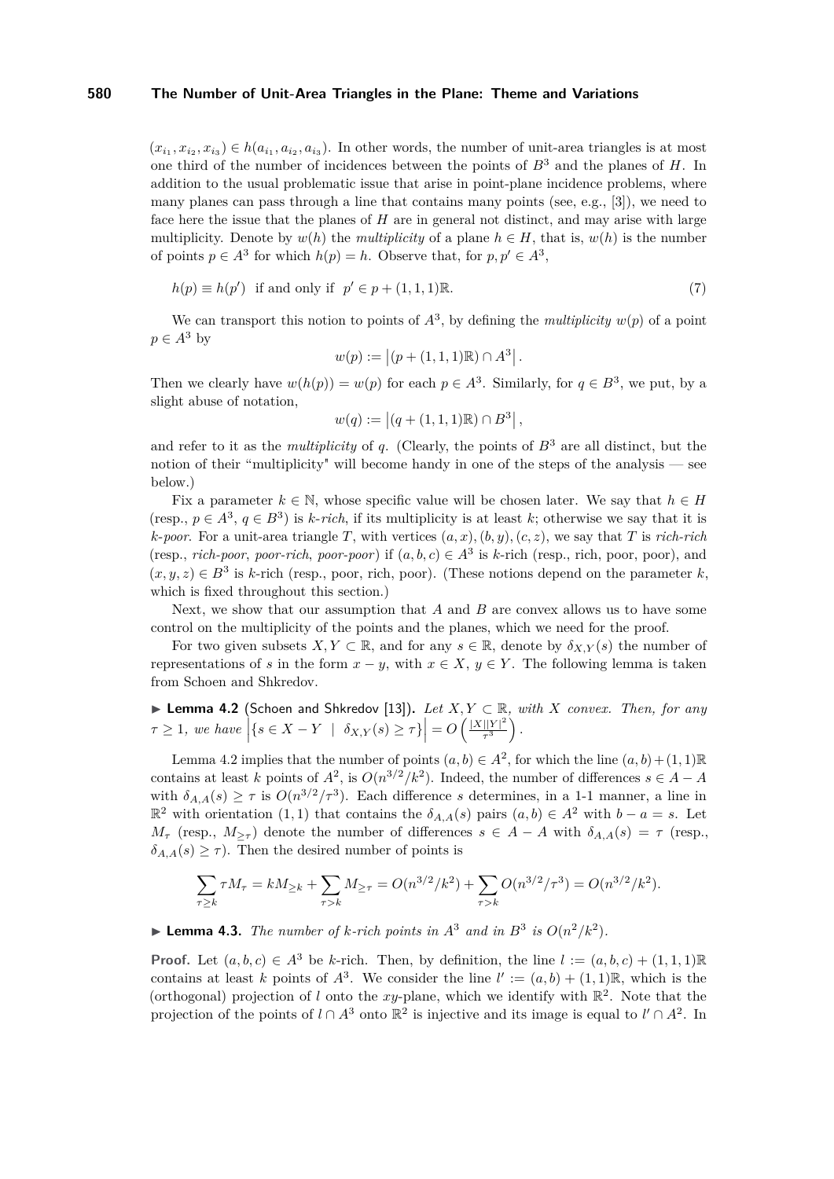$(x_{i_1}, x_{i_2}, x_{i_3}) \in h(a_{i_1}, a_{i_2}, a_{i_3})$. In other words, the number of unit-area triangles is at most one third of the number of incidences between the points of $B^3$ and the planes of $H$. In addition to the usual problematic issue that arise in point-plane incidence problems, where many planes can pass through a line that contains many points (see, e.g., [3]), we need to face here the issue that the planes of $H$ are in general not distinct, and may arise with large multiplicity. Denote by $w(h)$ the *multiplicity* of a plane $h \in H$, that is, $w(h)$ is the number of points $p \in A^3$ for which $h(p) = h$. Observe that, for $p, p' \in A^3$,

$$h(p) \equiv h(p') \quad \text{if and only if} \quad p' \in p + (1,1,1)\mathbb{R}. \tag{7}$$

We can transport this notion to points of $A^3$, by defining the *multiplicity* $w(p)$ of a point $p \in A^3$ by

$$w(p) := \left|(p + (1,1,1)\mathbb{R}) \cap A^3\right|.$$

Then we clearly have $w(h(p)) = w(p)$ for each $p \in A^3$. Similarly, for $q \in B^3$, we put, by a slight abuse of notation,

$$w(q) := \left|(q + (1,1,1)\mathbb{R}) \cap B^3\right|,$$

and refer to it as the *multiplicity* of $q$. (Clearly, the points of $B^3$ are all distinct, but the notion of their "multiplicity" will become handy in one of the steps of the analysis — see below.)

Fix a parameter $k \in \mathbb{N}$, whose specific value will be chosen later. We say that $h \in H$ (resp., $p \in A^3$, $q \in B^3$) is *k-rich*, if its multiplicity is at least $k$; otherwise we say that it is *k-poor*. For a unit-area triangle $T$, with vertices $(a, x), (b, y), (c, z)$, we say that $T$ is *rich-rich* (resp., *rich-poor*, *poor-rich*, *poor-poor*) if $(a, b, c) \in A^3$ is $k$-rich (resp., rich, poor, poor), and $(x, y, z) \in B^3$ is $k$-rich (resp., poor, rich, poor). (These notions depend on the parameter $k$, which is fixed throughout this section.)

Next, we show that our assumption that $A$ and $B$ are convex allows us to have some control on the multiplicity of the points and the planes, which we need for the proof.

For two given subsets $X, Y \subset \mathbb{R}$, and for any $s \in \mathbb{R}$, denote by $\delta_{X,Y}(s)$ the number of representations of $s$ in the form $x - y$, with $x \in X$, $y \in Y$. The following lemma is taken from Schoen and Shkredov.

▶ **Lemma 4.2** (Schoen and Shkredov [13]). *Let $X, Y \subset \mathbb{R}$, with $X$ convex. Then, for any $\tau \geq 1$, we have* $\left|\{s \in X - Y \mid \delta_{X,Y}(s) \geq \tau\}\right| = O\left(\frac{|X||Y|^2}{\tau^3}\right)$.

Lemma 4.2 implies that the number of points $(a, b) \in A^2$, for which the line $(a, b) + (1, 1)\mathbb{R}$ contains at least $k$ points of $A^2$, is $O(n^{3/2}/k^2)$. Indeed, the number of differences $s \in A - A$ with $\delta_{A,A}(s) \geq \tau$ is $O(n^{3/2}/\tau^3)$. Each difference $s$ determines, in a 1-1 manner, a line in $\mathbb{R}^2$ with orientation $(1, 1)$ that contains the $\delta_{A,A}(s)$ pairs $(a, b) \in A^2$ with $b - a = s$. Let $M_\tau$ (resp., $M_{\geq \tau}$) denote the number of differences $s \in A - A$ with $\delta_{A,A}(s) = \tau$ (resp., $\delta_{A,A}(s) \geq \tau$). Then the desired number of points is

$$\sum_{\tau \geq k} \tau M_\tau = k M_{\geq k} + \sum_{\tau > k} M_{\geq \tau} = O(n^{3/2}/k^2) + \sum_{\tau > k} O(n^{3/2}/\tau^3) = O(n^{3/2}/k^2).$$

▶ **Lemma 4.3.** *The number of $k$-rich points in $A^3$ and in $B^3$ is $O(n^2/k^2)$.*

**Proof.** Let $(a, b, c) \in A^3$ be $k$-rich. Then, by definition, the line $l := (a, b, c) + (1, 1, 1)\mathbb{R}$ contains at least $k$ points of $A^3$. We consider the line $l' := (a, b) + (1, 1)\mathbb{R}$, which is the (orthogonal) projection of $l$ onto the $xy$-plane, which we identify with $\mathbb{R}^2$. Note that the projection of the points of $l \cap A^3$ onto $\mathbb{R}^2$ is injective and its image is equal to $l' \cap A^2$. In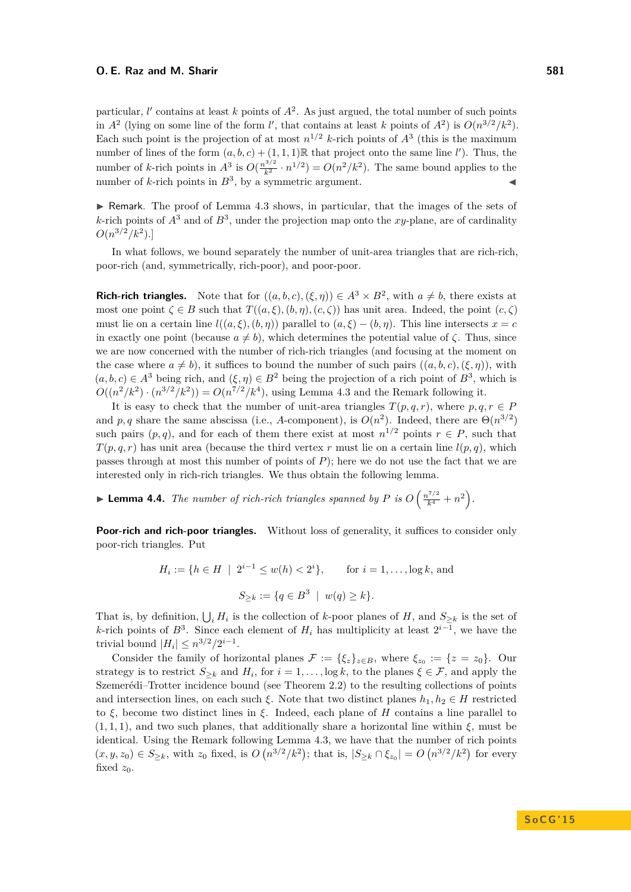particular, $l'$ contains at least $k$ points of $A^2$. As just argued, the total number of such points in $A^2$ (lying on some line of the form $l'$, that contains at least $k$ points of $A^2$) is $O(n^{3/2}/k^2)$. Each such point is the projection of at most $n^{1/2}$ $k$-rich points of $A^3$ (this is the maximum number of lines of the form $(a,b,c)+(1,1,1)\mathbb{R}$ that project onto the same line $l'$). Thus, the number of $k$-rich points in $A^3$ is $O(\frac{n^{3/2}}{k^2}\cdot n^{1/2}) = O(n^2/k^2)$. The same bound applies to the number of $k$-rich points in $B^3$, by a symmetric argument. ◀

▶ Remark. The proof of Lemma 4.3 shows, in particular, that the images of the sets of $k$-rich points of $A^3$ and of $B^3$, under the projection map onto the $xy$-plane, are of cardinality $O(n^{3/2}/k^2)$.]

In what follows, we bound separately the number of unit-area triangles that are rich-rich, poor-rich (and, symmetrically, rich-poor), and poor-poor.

**Rich-rich triangles.** Note that for $((a,b,c),(\xi,\eta)) \in A^3 \times B^2$, with $a \neq b$, there exists at most one point $\zeta \in B$ such that $T((a,\xi),(b,\eta),(c,\zeta))$ has unit area. Indeed, the point $(c,\zeta)$ must lie on a certain line $l((a,\xi),(b,\eta))$ parallel to $(a,\xi)-(b,\eta)$. This line intersects $x=c$ in exactly one point (because $a \neq b$), which determines the potential value of $\zeta$. Thus, since we are now concerned with the number of rich-rich triangles (and focusing at the moment on the case where $a \neq b$), it suffices to bound the number of such pairs $((a,b,c),(\xi,\eta))$, with $(a,b,c) \in A^3$ being rich, and $(\xi,\eta) \in B^2$ being the projection of a rich point of $B^3$, which is $O((n^2/k^2)\cdot(n^{3/2}/k^2)) = O(n^{7/2}/k^4)$, using Lemma 4.3 and the Remark following it.

It is easy to check that the number of unit-area triangles $T(p,q,r)$, where $p,q,r \in P$ and $p,q$ share the same abscissa (i.e., $A$-component), is $O(n^2)$. Indeed, there are $\Theta(n^{3/2})$ such pairs $(p,q)$, and for each of them there exist at most $n^{1/2}$ points $r \in P$, such that $T(p,q,r)$ has unit area (because the third vertex $r$ must lie on a certain line $l(p,q)$, which passes through at most this number of points of $P$); here we do not use the fact that we are interested only in rich-rich triangles. We thus obtain the following lemma.

▶ **Lemma 4.4.** *The number of rich-rich triangles spanned by $P$ is* $O\left(\frac{n^{7/2}}{k^4}+n^2\right)$.

**Poor-rich and rich-poor triangles.** Without loss of generality, it suffices to consider only poor-rich triangles. Put

$$H_i := \{h \in H \mid 2^{i-1} \le w(h) < 2^i\}, \qquad \text{for } i=1,\ldots,\log k, \text{ and}$$

$$S_{\ge k} := \{q \in B^3 \mid w(q) \ge k\}.$$

That is, by definition, $\bigcup_i H_i$ is the collection of $k$-poor planes of $H$, and $S_{\ge k}$ is the set of $k$-rich points of $B^3$. Since each element of $H_i$ has multiplicity at least $2^{i-1}$, we have the trivial bound $|H_i| \le n^{3/2}/2^{i-1}$.

Consider the family of horizontal planes $\mathcal{F} := \{\xi_z\}_{z\in B}$, where $\xi_{z_0} := \{z = z_0\}$. Our strategy is to restrict $S_{\ge k}$ and $H_i$, for $i=1,\ldots,\log k$, to the planes $\xi \in \mathcal{F}$, and apply the Szemerédi–Trotter incidence bound (see Theorem 2.2) to the resulting collections of points and intersection lines, on each such $\xi$. Note that two distinct planes $h_1,h_2 \in H$ restricted to $\xi$, become two distinct lines in $\xi$. Indeed, each plane of $H$ contains a line parallel to $(1,1,1)$, and two such planes, that additionally share a horizontal line within $\xi$, must be identical. Using the Remark following Lemma 4.3, we have that the number of rich points $(x,y,z_0) \in S_{\ge k}$, with $z_0$ fixed, is $O\left(n^{3/2}/k^2\right)$; that is, $|S_{\ge k} \cap \xi_{z_0}| = O\left(n^{3/2}/k^2\right)$ for every fixed $z_0$.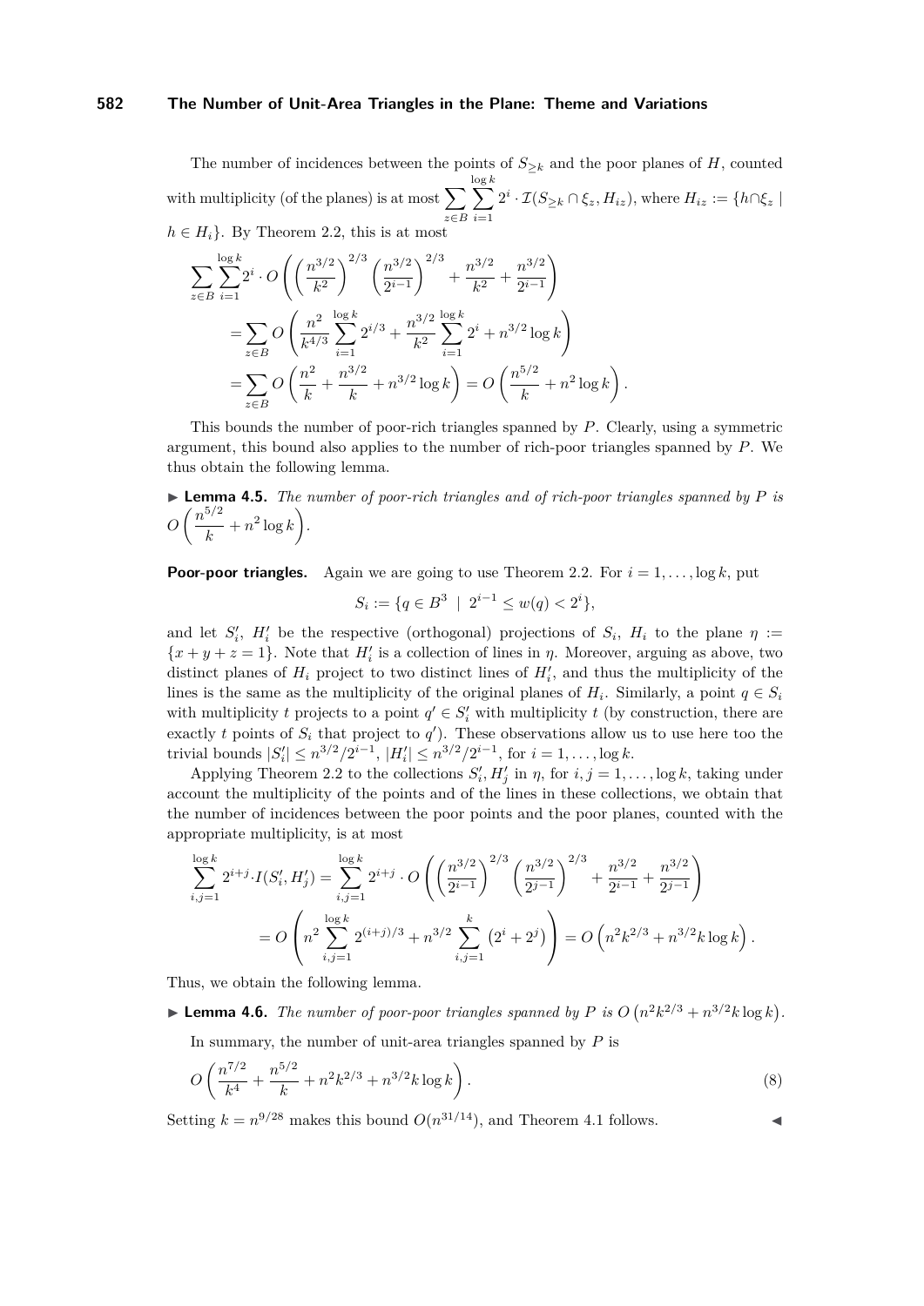The number of incidences between the points of $S_{\geq k}$ and the poor planes of $H$, counted with multiplicity (of the planes) is at most $\sum_{z \in B} \sum_{i=1}^{\log k} 2^i \cdot \mathcal{I}(S_{\geq k} \cap \xi_z, H_{iz})$, where $H_{iz} := \{h \cap \xi_z \mid h \in H_i\}$. By Theorem 2.2, this is at most

$$\sum_{z\in B}\sum_{i=1}^{\log k} 2^i \cdot O\left(\left(\frac{n^{3/2}}{k^2}\right)^{2/3}\left(\frac{n^{3/2}}{2^{i-1}}\right)^{2/3} + \frac{n^{3/2}}{k^2} + \frac{n^{3/2}}{2^{i-1}}\right)$$
$$= \sum_{z\in B} O\left(\frac{n^2}{k^{4/3}}\sum_{i=1}^{\log k} 2^{i/3} + \frac{n^{3/2}}{k^2}\sum_{i=1}^{\log k} 2^i + n^{3/2}\log k\right)$$
$$= \sum_{z\in B} O\left(\frac{n^2}{k} + \frac{n^{3/2}}{k} + n^{3/2}\log k\right) = O\left(\frac{n^{5/2}}{k} + n^2 \log k\right).$$

This bounds the number of poor-rich triangles spanned by $P$. Clearly, using a symmetric argument, this bound also applies to the number of rich-poor triangles spanned by $P$. We thus obtain the following lemma.

▶ **Lemma 4.5.** *The number of poor-rich triangles and of rich-poor triangles spanned by $P$ is* $O\left(\frac{n^{5/2}}{k} + n^2 \log k\right)$.

**Poor-poor triangles.** Again we are going to use Theorem 2.2. For $i = 1, \ldots, \log k$, put

$$S_i := \{q \in B^3 \mid 2^{i-1} \leq w(q) < 2^i\},$$

and let $S_i'$, $H_i'$ be the respective (orthogonal) projections of $S_i$, $H_i$ to the plane $\eta := \{x + y + z = 1\}$. Note that $H_i'$ is a collection of lines in $\eta$. Moreover, arguing as above, two distinct planes of $H_i$ project to two distinct lines of $H_i'$, and thus the multiplicity of the lines is the same as the multiplicity of the original planes of $H_i$. Similarly, a point $q \in S_i$ with multiplicity $t$ projects to a point $q' \in S_i'$ with multiplicity $t$ (by construction, there are exactly $t$ points of $S_i$ that project to $q'$). These observations allow us to use here too the trivial bounds $|S_i'| \leq n^{3/2}/2^{i-1}$, $|H_i'| \leq n^{3/2}/2^{i-1}$, for $i = 1, \ldots, \log k$.

Applying Theorem 2.2 to the collections $S_i', H_j'$ in $\eta$, for $i, j = 1, \ldots, \log k$, taking under account the multiplicity of the points and of the lines in these collections, we obtain that the number of incidences between the poor points and the poor planes, counted with the appropriate multiplicity, is at most

$$\sum_{i,j=1}^{\log k} 2^{i+j} \cdot I(S_i', H_j') = \sum_{i,j=1}^{\log k} 2^{i+j} \cdot O\left(\left(\frac{n^{3/2}}{2^{i-1}}\right)^{2/3}\left(\frac{n^{3/2}}{2^{j-1}}\right)^{2/3} + \frac{n^{3/2}}{2^{i-1}} + \frac{n^{3/2}}{2^{j-1}}\right)$$
$$= O\left(n^2 \sum_{i,j=1}^{\log k} 2^{(i+j)/3} + n^{3/2}\sum_{i,j=1}^{k}\left(2^i + 2^j\right)\right) = O\left(n^2 k^{2/3} + n^{3/2} k \log k\right).$$

Thus, we obtain the following lemma.

▶ **Lemma 4.6.** *The number of poor-poor triangles spanned by $P$ is* $O\left(n^2 k^{2/3} + n^{3/2} k \log k\right)$.

In summary, the number of unit-area triangles spanned by $P$ is

$$O\left(\frac{n^{7/2}}{k^4} + \frac{n^{5/2}}{k} + n^2 k^{2/3} + n^{3/2} k \log k\right). \tag{8}$$

Setting $k = n^{9/28}$ makes this bound $O(n^{31/14})$, and Theorem 4.1 follows. ◀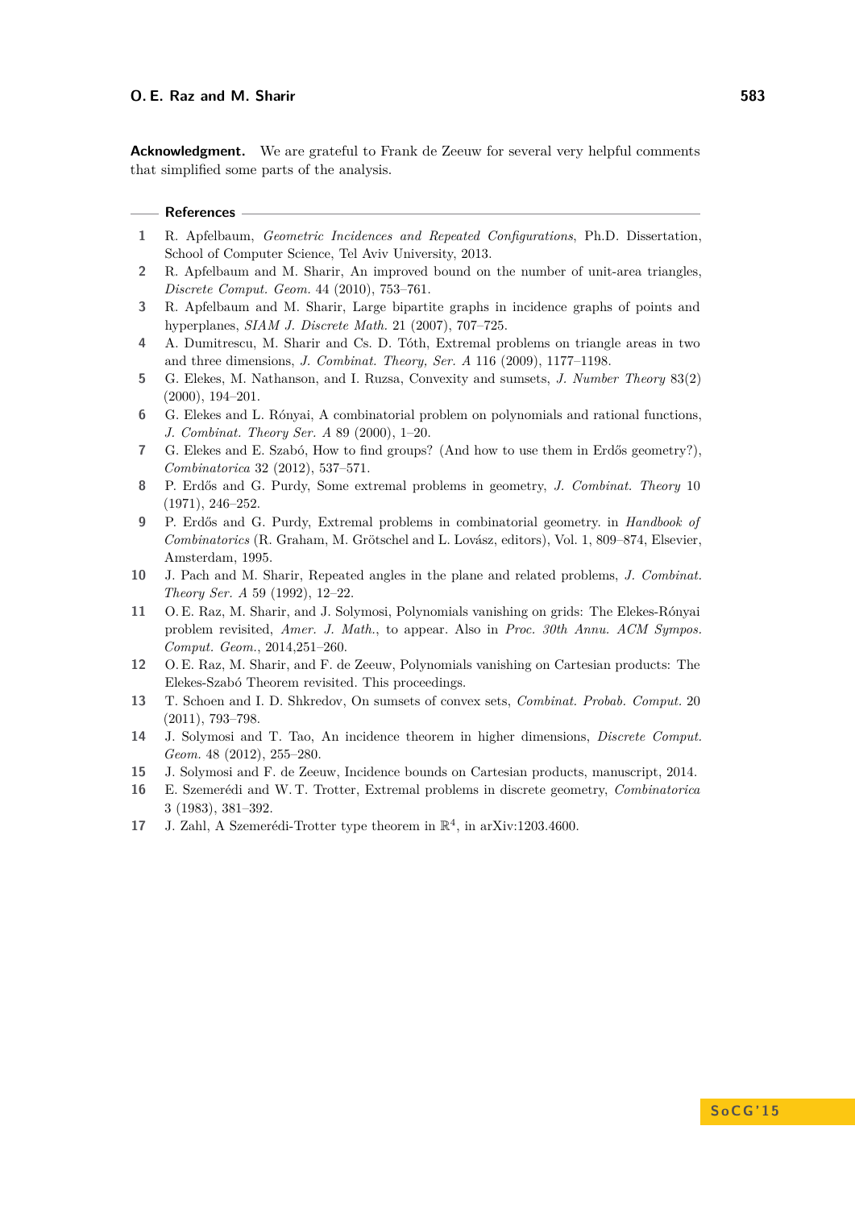**Acknowledgment.** We are grateful to Frank de Zeeuw for several very helpful comments that simplified some parts of the analysis.

## References

1. R. Apfelbaum, *Geometric Incidences and Repeated Configurations*, Ph.D. Dissertation, School of Computer Science, Tel Aviv University, 2013.
2. R. Apfelbaum and M. Sharir, An improved bound on the number of unit-area triangles, *Discrete Comput. Geom.* 44 (2010), 753–761.
3. R. Apfelbaum and M. Sharir, Large bipartite graphs in incidence graphs of points and hyperplanes, *SIAM J. Discrete Math.* 21 (2007), 707–725.
4. A. Dumitrescu, M. Sharir and Cs. D. Tóth, Extremal problems on triangle areas in two and three dimensions, *J. Combinat. Theory, Ser. A* 116 (2009), 1177–1198.
5. G. Elekes, M. Nathanson, and I. Ruzsa, Convexity and sumsets, *J. Number Theory* 83(2) (2000), 194–201.
6. G. Elekes and L. Rónyai, A combinatorial problem on polynomials and rational functions, *J. Combinat. Theory Ser. A* 89 (2000), 1–20.
7. G. Elekes and E. Szabó, How to find groups? (And how to use them in Erdős geometry?), *Combinatorica* 32 (2012), 537–571.
8. P. Erdős and G. Purdy, Some extremal problems in geometry, *J. Combinat. Theory* 10 (1971), 246–252.
9. P. Erdős and G. Purdy, Extremal problems in combinatorial geometry. in *Handbook of Combinatorics* (R. Graham, M. Grötschel and L. Lovász, editors), Vol. 1, 809–874, Elsevier, Amsterdam, 1995.
10. J. Pach and M. Sharir, Repeated angles in the plane and related problems, *J. Combinat. Theory Ser. A* 59 (1992), 12–22.
11. O. E. Raz, M. Sharir, and J. Solymosi, Polynomials vanishing on grids: The Elekes-Rónyai problem revisited, *Amer. J. Math.*, to appear. Also in *Proc. 30th Annu. ACM Sympos. Comput. Geom.*, 2014,251–260.
12. O. E. Raz, M. Sharir, and F. de Zeeuw, Polynomials vanishing on Cartesian products: The Elekes-Szabó Theorem revisited. This proceedings.
13. T. Schoen and I. D. Shkredov, On sumsets of convex sets, *Combinat. Probab. Comput.* 20 (2011), 793–798.
14. J. Solymosi and T. Tao, An incidence theorem in higher dimensions, *Discrete Comput. Geom.* 48 (2012), 255–280.
15. J. Solymosi and F. de Zeeuw, Incidence bounds on Cartesian products, manuscript, 2014.
16. E. Szemerédi and W. T. Trotter, Extremal problems in discrete geometry, *Combinatorica* 3 (1983), 381–392.
17. J. Zahl, A Szemerédi-Trotter type theorem in $\mathbb{R}^4$, in arXiv:1203.4600.